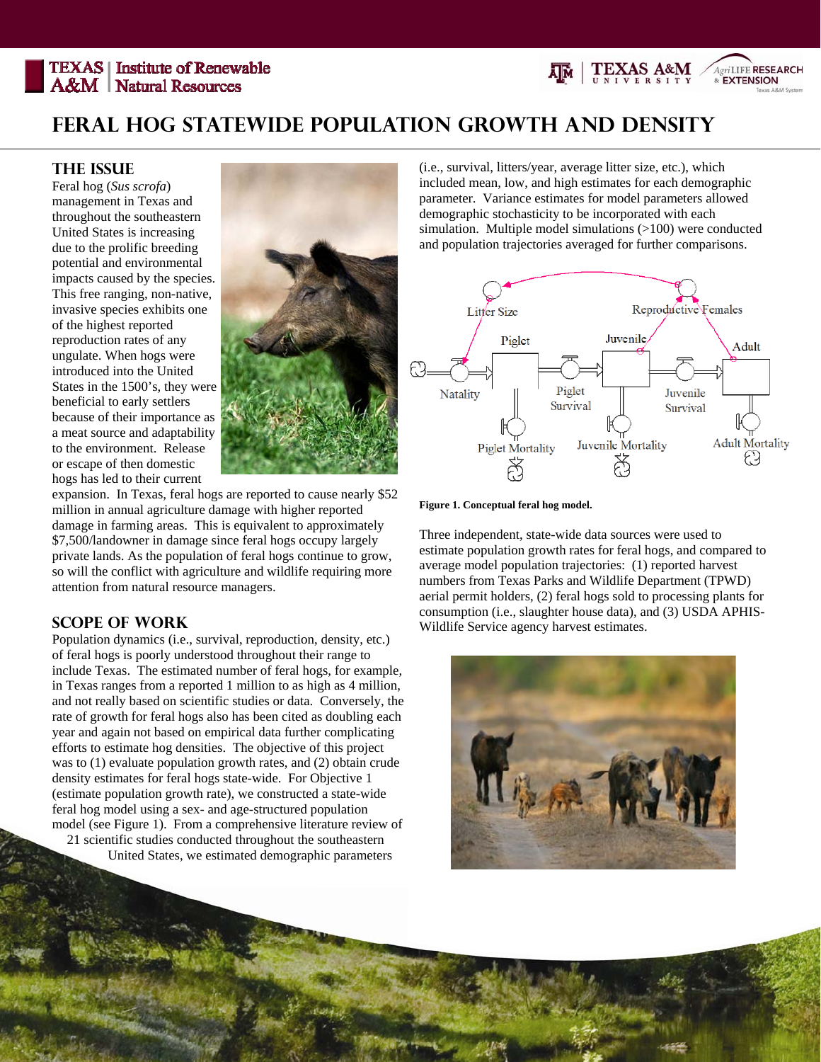# FERAL HOG STATEWIDE POPULATION GROWTH AND DENSITY

## THE ISSUE

Feral hog (*Sus scrofa*) management in Texas and throughout the southeastern United States is increasing due to the prolific breeding potential and environmental impacts caused by the species. This free ranging, non-native, invasive species exhibits one of the highest reported reproduction rates of any ungulate. When hogs were introduced into the United States in the 1500's, they were beneficial to early settlers because of their importance as a meat source and adaptability to the environment. Release or escape of then domestic hogs has led to their current expansion. In Texas, feral hogs are reported to cause nearly $52 million in annual agriculture damage with higher reported damage in farming areas. This is equivalent to approximately $7,500/landowner in damage since feral hogs occupy largely private lands. As the population of feral hogs continue to grow, so will the conflict with agriculture and wildlife requiring more attention from natural resource managers.

## SCOPE OF WORK

Population dynamics (i.e., survival, reproduction, density, etc.) of feral hogs is poorly understood throughout their range to include Texas. The estimated number of feral hogs, for example, in Texas ranges from a reported 1 million to as high as 4 million, and not really based on scientific studies or data. Conversely, the rate of growth for feral hogs also has been cited as doubling each year and again not based on empirical data further complicating efforts to estimate hog densities. The objective of this project was to (1) evaluate population growth rates, and (2) obtain crude density estimates for feral hogs state-wide. For Objective 1 (estimate population growth rate), we constructed a state-wide feral hog model using a sex- and age-structured population model (see Figure 1). From a comprehensive literature review of 21 scientific studies conducted throughout the southeastern United States, we estimated demographic parameters (i.e., survival, litters/year, average litter size, etc.), which included mean, low, and high estimates for each demographic parameter. Variance estimates for model parameters allowed demographic stochasticity to be incorporated with each simulation. Multiple model simulations (>100) were conducted and population trajectories averaged for further comparisons.

**Figure 1. Conceptual feral hog model.**

Three independent, state-wide data sources were used to estimate population growth rates for feral hogs, and compared to average model population trajectories: (1) reported harvest numbers from Texas Parks and Wildlife Department (TPWD) aerial permit holders, (2) feral hogs sold to processing plants for consumption (i.e., slaughter house data), and (3) USDA APHIS-Wildlife Service agency harvest estimates.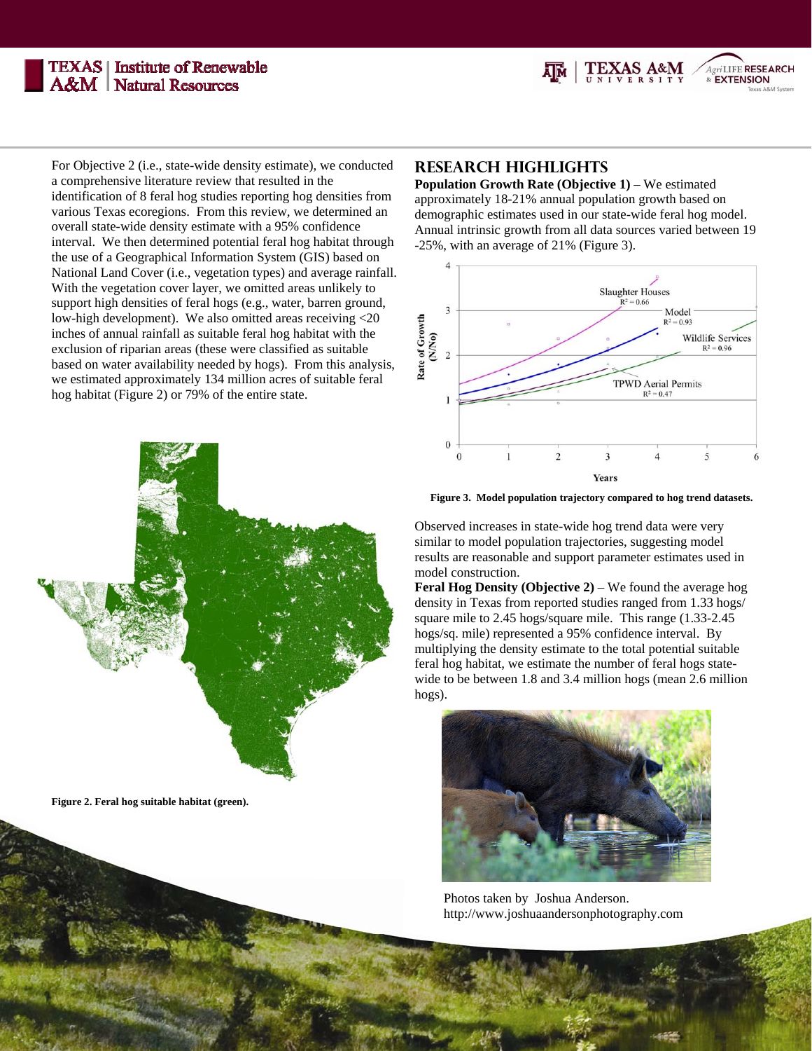For Objective 2 (i.e., state-wide density estimate), we conducted a comprehensive literature review that resulted in the identification of 8 feral hog studies reporting hog densities from various Texas ecoregions. From this review, we determined an overall state-wide density estimate with a 95% confidence interval. We then determined potential feral hog habitat through the use of a Geographical Information System (GIS) based on National Land Cover (i.e., vegetation types) and average rainfall. With the vegetation cover layer, we omitted areas unlikely to support high densities of feral hogs (e.g., water, barren ground, low-high development). We also omitted areas receiving <20 inches of annual rainfall as suitable feral hog habitat with the exclusion of riparian areas (these were classified as suitable based on water availability needed by hogs). From this analysis, we estimated approximately 134 million acres of suitable feral hog habitat (Figure 2) or 79% of the entire state.

**Figure 2. Feral hog suitable habitat (green).**

## RESEARCH HIGHLIGHTS

**Population Growth Rate (Objective 1)** – We estimated approximately 18-21% annual population growth based on demographic estimates used in our state-wide feral hog model. Annual intrinsic growth from all data sources varied between 19 -25%, with an average of 21% (Figure 3).

Rate of Growth (N/No)

Years

Slaughter Houses $R^2 = 0.66$

Model $R^2 = 0.93$

Wildlife Services $R^2 = 0.96$

TPWD Aerial Permits $R^2 = 0.47$

**Figure 3. Model population trajectory compared to hog trend datasets.**

Observed increases in state-wide hog trend data were very similar to model population trajectories, suggesting model results are reasonable and support parameter estimates used in model construction.

**Feral Hog Density (Objective 2)** – We found the average hog density in Texas from reported studies ranged from 1.33 hogs/ square mile to 2.45 hogs/square mile. This range (1.33-2.45 hogs/sq. mile) represented a 95% confidence interval. By multiplying the density estimate to the total potential suitable feral hog habitat, we estimate the number of feral hogs state-wide to be between 1.8 and 3.4 million hogs (mean 2.6 million hogs).

Photos taken by Joshua Anderson.
http://www.joshuaandersonphotography.com